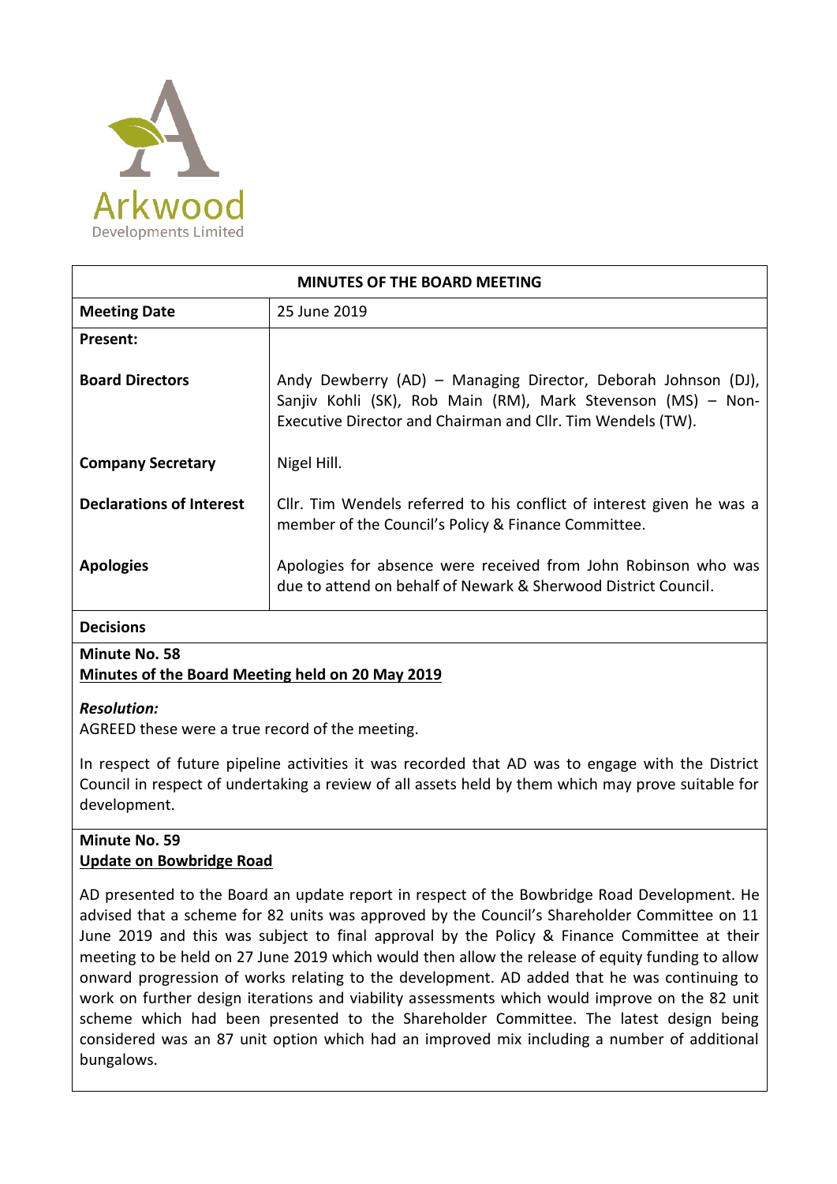Arkwood
Developments Limited

| MINUTES OF THE BOARD MEETING | |
|---|---|
| **Meeting Date** | 25 June 2019 |
| **Present:** | |
| **Board Directors** | Andy Dewberry (AD) – Managing Director, Deborah Johnson (DJ), Sanjiv Kohli (SK), Rob Main (RM), Mark Stevenson (MS) – Non-Executive Director and Chairman and Cllr. Tim Wendels (TW). |
| **Company Secretary** | Nigel Hill. |
| **Declarations of Interest** | Cllr. Tim Wendels referred to his conflict of interest given he was a member of the Council's Policy & Finance Committee. |
| **Apologies** | Apologies for absence were received from John Robinson who was due to attend on behalf of Newark & Sherwood District Council. |

**Decisions**

**Minute No. 58**
**Minutes of the Board Meeting held on 20 May 2019**

***Resolution:***
AGREED these were a true record of the meeting.

In respect of future pipeline activities it was recorded that AD was to engage with the District Council in respect of undertaking a review of all assets held by them which may prove suitable for development.

**Minute No. 59**
**Update on Bowbridge Road**

AD presented to the Board an update report in respect of the Bowbridge Road Development. He advised that a scheme for 82 units was approved by the Council's Shareholder Committee on 11 June 2019 and this was subject to final approval by the Policy & Finance Committee at their meeting to be held on 27 June 2019 which would then allow the release of equity funding to allow onward progression of works relating to the development. AD added that he was continuing to work on further design iterations and viability assessments which would improve on the 82 unit scheme which had been presented to the Shareholder Committee. The latest design being considered was an 87 unit option which had an improved mix including a number of additional bungalows.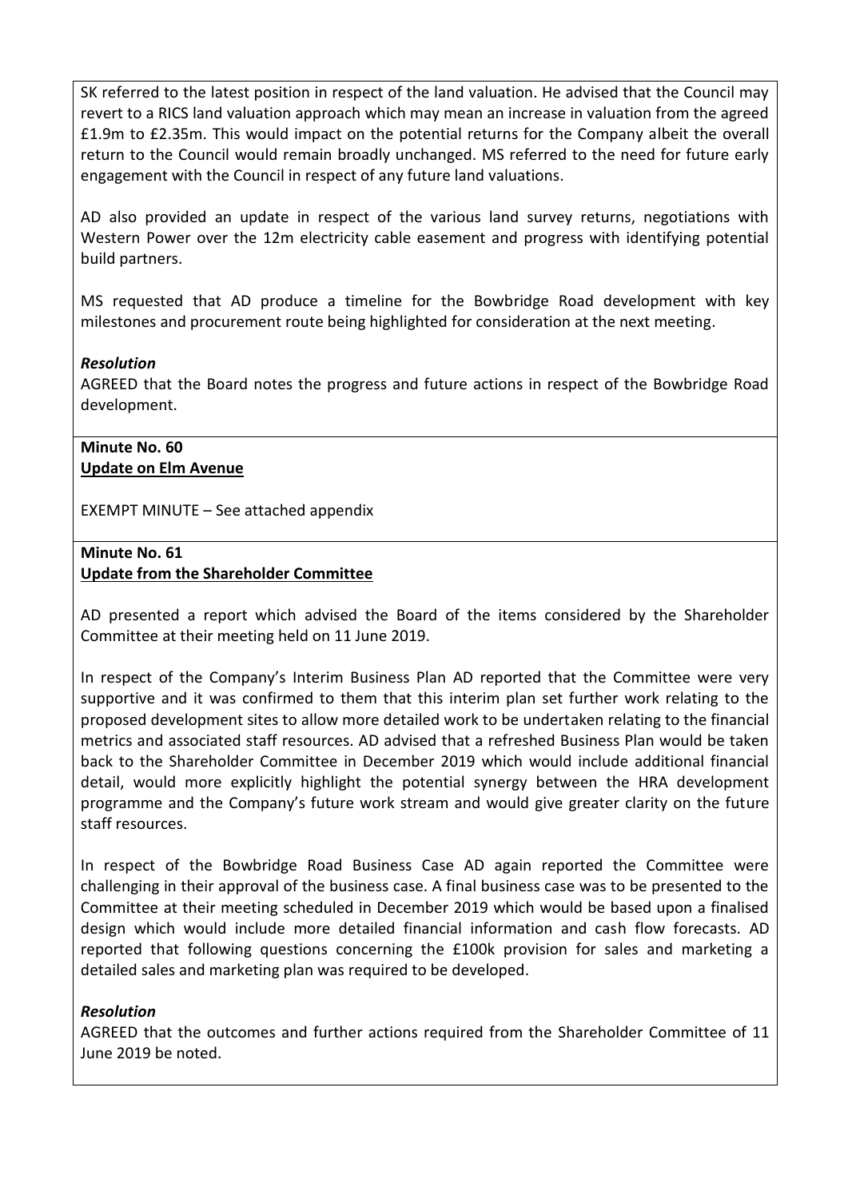SK referred to the latest position in respect of the land valuation. He advised that the Council may revert to a RICS land valuation approach which may mean an increase in valuation from the agreed £1.9m to £2.35m. This would impact on the potential returns for the Company albeit the overall return to the Council would remain broadly unchanged. MS referred to the need for future early engagement with the Council in respect of any future land valuations.

AD also provided an update in respect of the various land survey returns, negotiations with Western Power over the 12m electricity cable easement and progress with identifying potential build partners.

MS requested that AD produce a timeline for the Bowbridge Road development with key milestones and procurement route being highlighted for consideration at the next meeting.

***Resolution***

AGREED that the Board notes the progress and future actions in respect of the Bowbridge Road development.

**Minute No. 60**
**<u>Update on Elm Avenue</u>**

EXEMPT MINUTE – See attached appendix

**Minute No. 61**
**<u>Update from the Shareholder Committee</u>**

AD presented a report which advised the Board of the items considered by the Shareholder Committee at their meeting held on 11 June 2019.

In respect of the Company's Interim Business Plan AD reported that the Committee were very supportive and it was confirmed to them that this interim plan set further work relating to the proposed development sites to allow more detailed work to be undertaken relating to the financial metrics and associated staff resources. AD advised that a refreshed Business Plan would be taken back to the Shareholder Committee in December 2019 which would include additional financial detail, would more explicitly highlight the potential synergy between the HRA development programme and the Company's future work stream and would give greater clarity on the future staff resources.

In respect of the Bowbridge Road Business Case AD again reported the Committee were challenging in their approval of the business case. A final business case was to be presented to the Committee at their meeting scheduled in December 2019 which would be based upon a finalised design which would include more detailed financial information and cash flow forecasts. AD reported that following questions concerning the £100k provision for sales and marketing a detailed sales and marketing plan was required to be developed.

***Resolution***

AGREED that the outcomes and further actions required from the Shareholder Committee of 11 June 2019 be noted.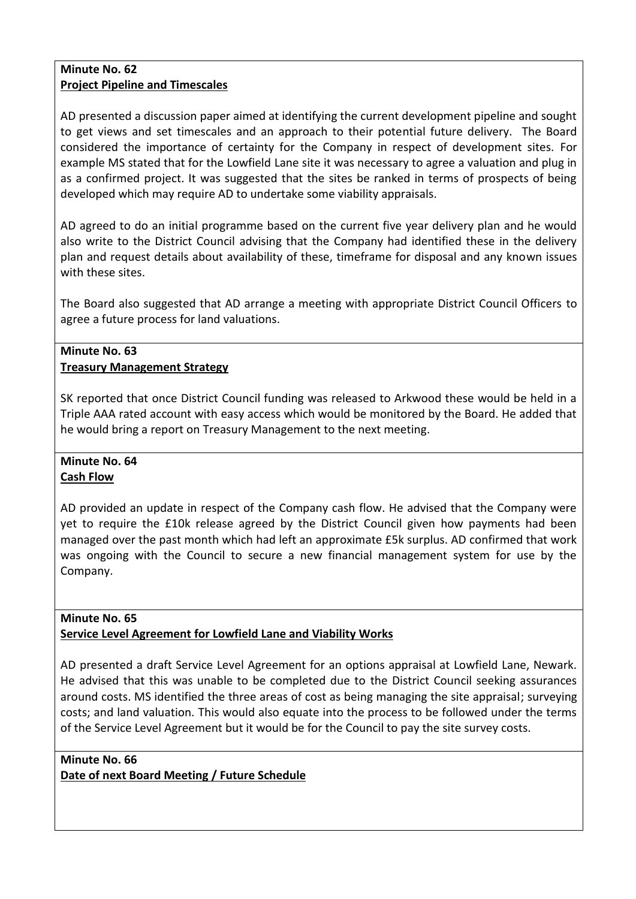**Minute No. 62**
**Project Pipeline and Timescales**

AD presented a discussion paper aimed at identifying the current development pipeline and sought to get views and set timescales and an approach to their potential future delivery. The Board considered the importance of certainty for the Company in respect of development sites. For example MS stated that for the Lowfield Lane site it was necessary to agree a valuation and plug in as a confirmed project. It was suggested that the sites be ranked in terms of prospects of being developed which may require AD to undertake some viability appraisals.

AD agreed to do an initial programme based on the current five year delivery plan and he would also write to the District Council advising that the Company had identified these in the delivery plan and request details about availability of these, timeframe for disposal and any known issues with these sites.

The Board also suggested that AD arrange a meeting with appropriate District Council Officers to agree a future process for land valuations.

**Minute No. 63**
**Treasury Management Strategy**

SK reported that once District Council funding was released to Arkwood these would be held in a Triple AAA rated account with easy access which would be monitored by the Board. He added that he would bring a report on Treasury Management to the next meeting.

**Minute No. 64**
**Cash Flow**

AD provided an update in respect of the Company cash flow. He advised that the Company were yet to require the £10k release agreed by the District Council given how payments had been managed over the past month which had left an approximate £5k surplus. AD confirmed that work was ongoing with the Council to secure a new financial management system for use by the Company.

**Minute No. 65**
**Service Level Agreement for Lowfield Lane and Viability Works**

AD presented a draft Service Level Agreement for an options appraisal at Lowfield Lane, Newark. He advised that this was unable to be completed due to the District Council seeking assurances around costs. MS identified the three areas of cost as being managing the site appraisal; surveying costs; and land valuation. This would also equate into the process to be followed under the terms of the Service Level Agreement but it would be for the Council to pay the site survey costs.

**Minute No. 66**
**Date of next Board Meeting / Future Schedule**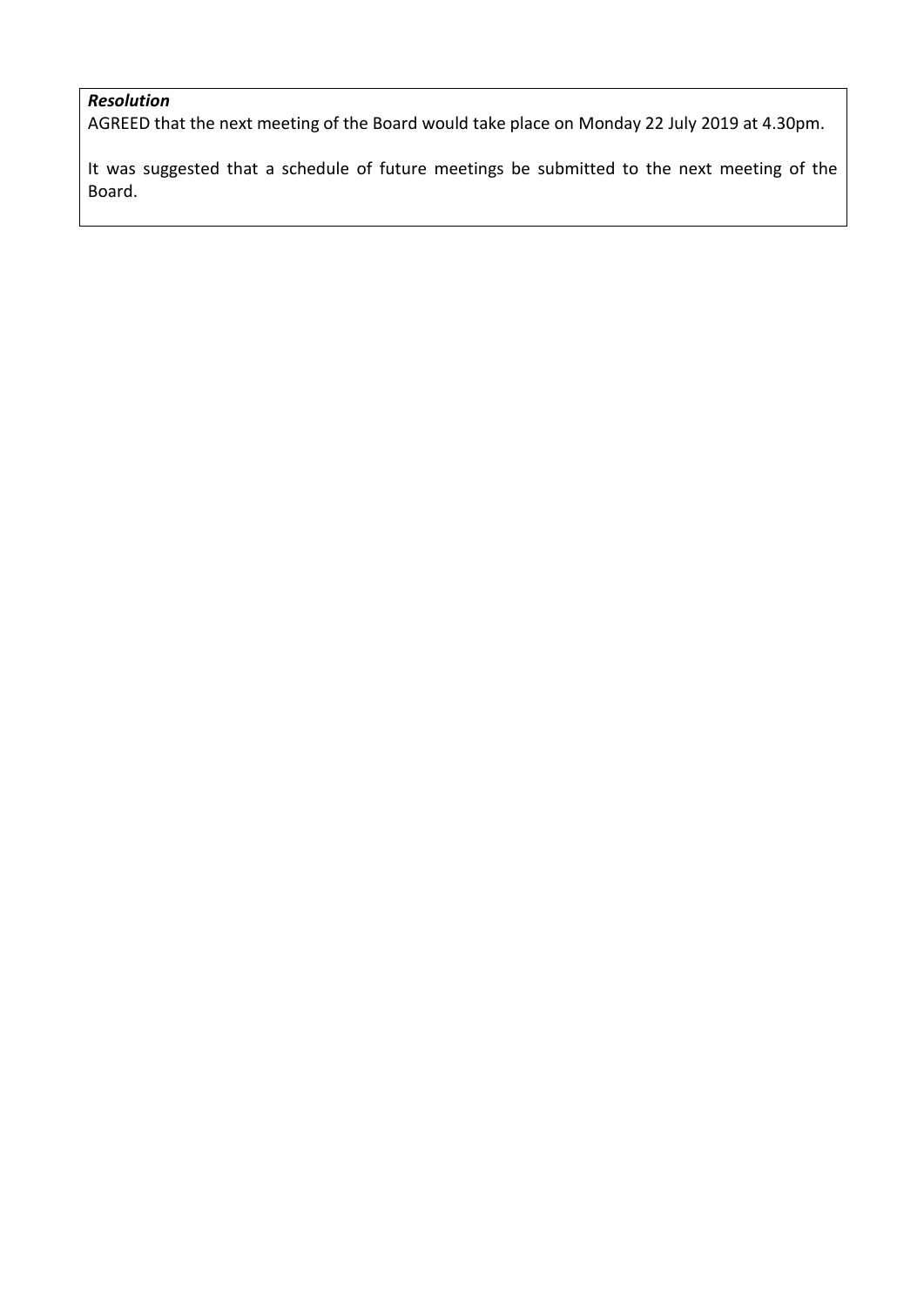***Resolution***

AGREED that the next meeting of the Board would take place on Monday 22 July 2019 at 4.30pm.

It was suggested that a schedule of future meetings be submitted to the next meeting of the Board.